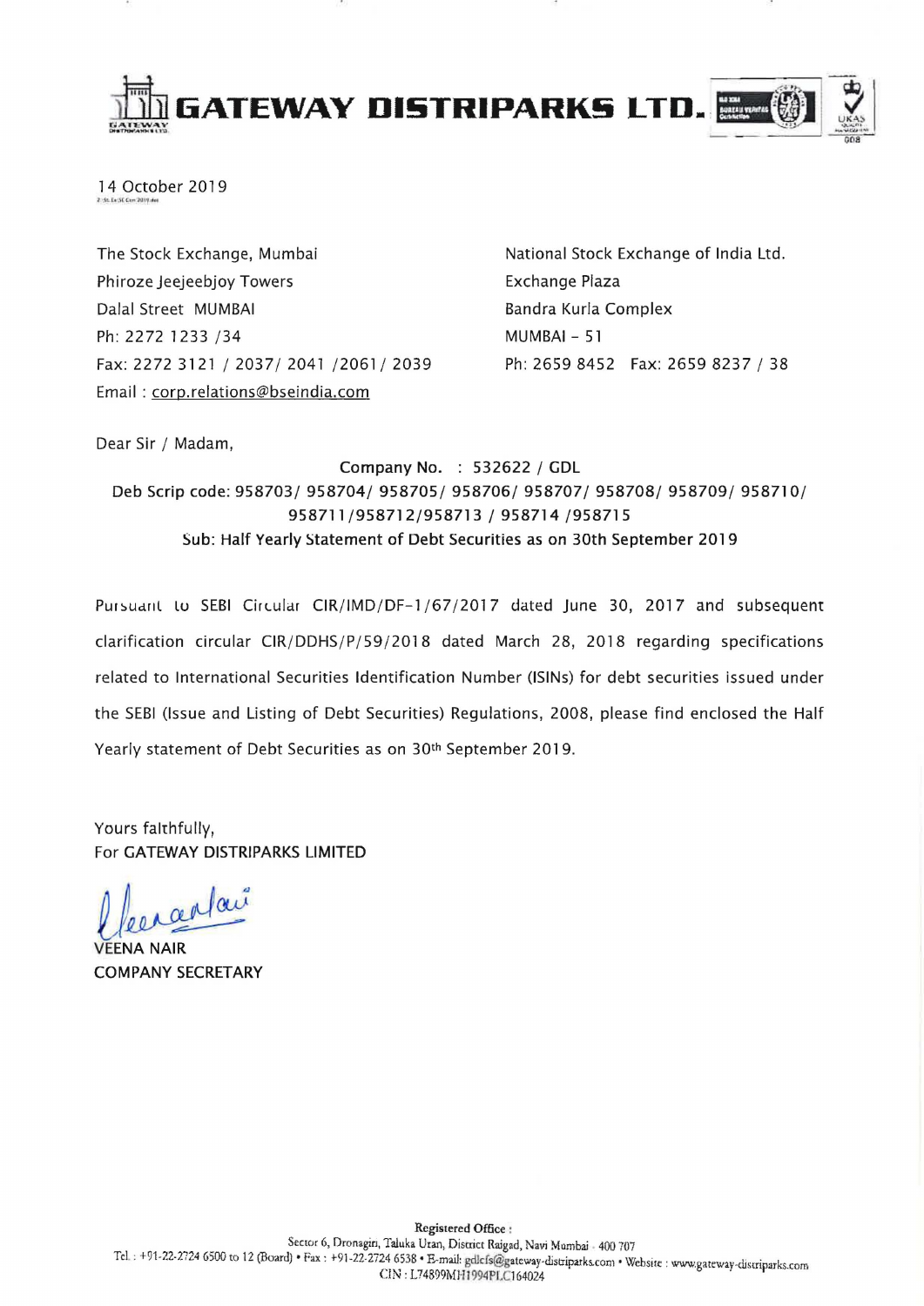# GATEWAY DISTRIPARKS LTD.

14 October 2019

The Stock Exchange, Mumbai
Phiroze Jeejeebjoy Towers
Dalal Street MUMBAI
Ph: 2272 1233 /34
Fax: 2272 3121 / 2037/ 2041 /2061/ 2039
Email : corp.relations@bseindia.com

National Stock Exchange of India Ltd.
Exchange Plaza
Bandra Kurla Complex
MUMBAI – 51
Ph: 2659 8452 Fax: 2659 8237 / 38

Dear Sir / Madam,

Company No. : 532622 / GDL
Deb Scrip code: 958703/ 958704/ 958705/ 958706/ 958707/ 958708/ 958709/ 958710/ 958711/958712/958713 / 958714 /958715
Sub: Half Yearly Statement of Debt Securities as on 30th September 2019

Pursuant to SEBI Circular CIR/IMD/DF-1/67/2017 dated June 30, 2017 and subsequent clarification circular CIR/DDHS/P/59/2018 dated March 28, 2018 regarding specifications related to International Securities Identification Number (ISINs) for debt securities issued under the SEBI (Issue and Listing of Debt Securities) Regulations, 2008, please find enclosed the Half Yearly statement of Debt Securities as on 30th September 2019.

Yours faithfully,
For GATEWAY DISTRIPARKS LIMITED

VEENA NAIR
COMPANY SECRETARY

**Registered Office :**
Sector 6, Dronagiri, Taluka Uran, District Raigad, Navi Mumbai - 400 707
Tel. : +91-22-2724 6500 to 12 (Board) • Fax : +91-22-2724 6538 • E-mail: gdlcfs@gateway-distriparks.com • Website : www.gateway-distriparks.com
CIN : L74899MH1994PLC164024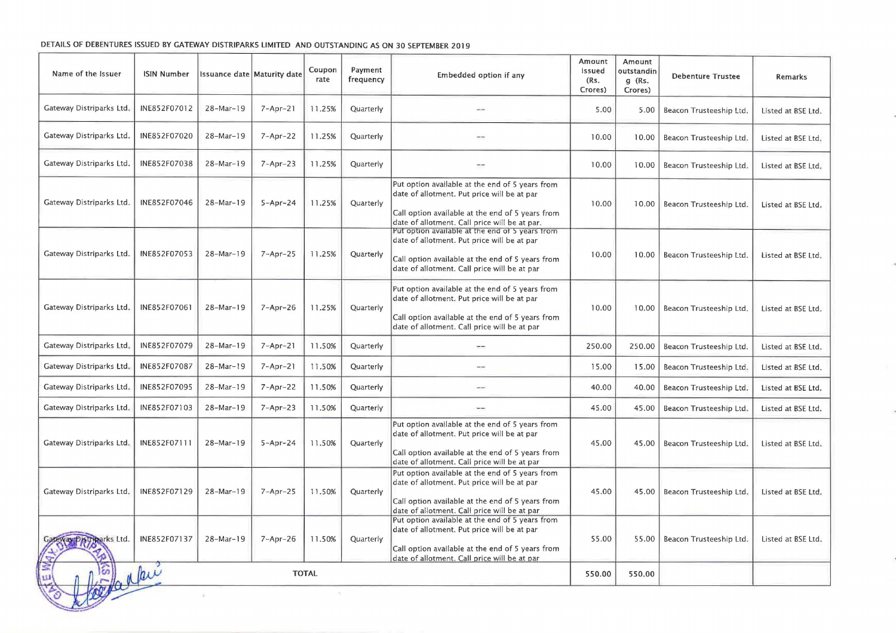DETAILS OF DEBENTURES ISSUED BY GATEWAY DISTRIPARKS LIMITED AND OUTSTANDING AS ON 30 SEPTEMBER 2019

| Name of the Issuer | ISIN Number | Issuance date | Maturity date | Coupon rate | Payment frequency | Embedded option if any | Amount issued (Rs. Crores) | Amount outstanding (Rs. Crores) | Debenture Trustee | Remarks |
|---|---|---|---|---|---|---|---|---|---|---|
| Gateway Distriparks Ltd. | INE852F07012 | 28-Mar-19 | 7-Apr-21 | 11.25% | Quarterly | -- | 5.00 | 5.00 | Beacon Trusteeship Ltd. | Listed at BSE Ltd. |
| Gateway Distriparks Ltd. | INE852F07020 | 28-Mar-19 | 7-Apr-22 | 11.25% | Quarterly | -- | 10.00 | 10.00 | Beacon Trusteeship Ltd. | Listed at BSE Ltd. |
| Gateway Distriparks Ltd. | INE852F07038 | 28-Mar-19 | 7-Apr-23 | 11.25% | Quarterly | -- | 10.00 | 10.00 | Beacon Trusteeship Ltd. | Listed at BSE Ltd. |
| Gateway Distriparks Ltd. | INE852F07046 | 28-Mar-19 | 5-Apr-24 | 11.25% | Quarterly | Put option available at the end of 5 years from date of allotment. Put price will be at par<br><br>Call option available at the end of 5 years from date of allotment. Call price will be at par. | 10.00 | 10.00 | Beacon Trusteeship Ltd. | Listed at BSE Ltd. |
| Gateway Distriparks Ltd. | INE852F07053 | 28-Mar-19 | 7-Apr-25 | 11.25% | Quarterly | Put option available at the end of 5 years from date of allotment. Put price will be at par<br><br>Call option available at the end of 5 years from date of allotment. Call price will be at par | 10.00 | 10.00 | Beacon Trusteeship Ltd. | Listed at BSE Ltd. |
| Gateway Distriparks Ltd. | INE852F07061 | 28-Mar-19 | 7-Apr-26 | 11.25% | Quarterly | Put option available at the end of 5 years from date of allotment. Put price will be at par<br><br>Call option available at the end of 5 years from date of allotment. Call price will be at par | 10.00 | 10.00 | Beacon Trusteeship Ltd. | Listed at BSE Ltd. |
| Gateway Distriparks Ltd. | INE852F07079 | 28-Mar-19 | 7-Apr-21 | 11.50% | Quarterly | -- | 250.00 | 250.00 | Beacon Trusteeship Ltd. | Listed at BSE Ltd. |
| Gateway Distriparks Ltd. | INE852F07087 | 28-Mar-19 | 7-Apr-21 | 11.50% | Quarterly | -- | 15.00 | 15.00 | Beacon Trusteeship Ltd. | Listed at BSE Ltd. |
| Gateway Distriparks Ltd. | INE852F07095 | 28-Mar-19 | 7-Apr-22 | 11.50% | Quarterly | -- | 40.00 | 40.00 | Beacon Trusteeship Ltd. | Listed at BSE Ltd. |
| Gateway Distriparks Ltd. | INE852F07103 | 28-Mar-19 | 7-Apr-23 | 11.50% | Quarterly | -- | 45.00 | 45.00 | Beacon Trusteeship Ltd. | Listed at BSE Ltd. |
| Gateway Distriparks Ltd. | INE852F07111 | 28-Mar-19 | 5-Apr-24 | 11.50% | Quarterly | Put option available at the end of 5 years from date of allotment. Put price will be at par<br><br>Call option available at the end of 5 years from date of allotment. Call price will be at par | 45.00 | 45.00 | Beacon Trusteeship Ltd. | Listed at BSE Ltd. |
| Gateway Distriparks Ltd. | INE852F07129 | 28-Mar-19 | 7-Apr-25 | 11.50% | Quarterly | Put option available at the end of 5 years from date of allotment. Put price will be at par<br><br>Call option available at the end of 5 years from date of allotment. Call price will be at par | 45.00 | 45.00 | Beacon Trusteeship Ltd. | Listed at BSE Ltd. |
| Gateway Distriparks Ltd. | INE852F07137 | 28-Mar-19 | 7-Apr-26 | 11.50% | Quarterly | Put option available at the end of 5 years from date of allotment. Put price will be at par<br><br>Call option available at the end of 5 years from date of allotment. Call price will be at par | 55.00 | 55.00 | Beacon Trusteeship Ltd. | Listed at BSE Ltd. |
| | | | TOTAL | | | | 550.00 | 550.00 | | |